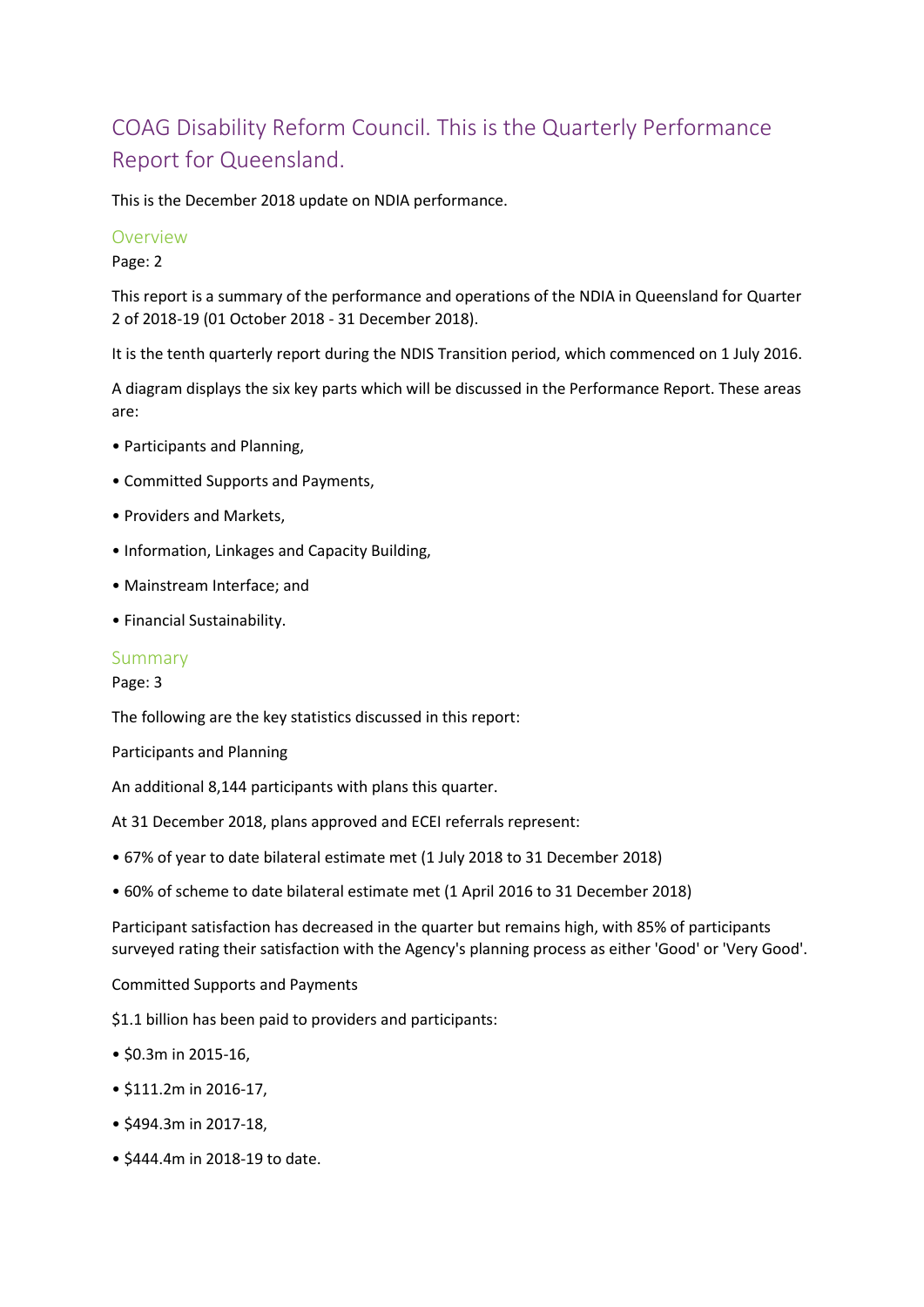# COAG Disability Reform Council. This is the Quarterly Performance Report for Queensland.

This is the December 2018 update on NDIA performance.

## Overview

Page: 2

This report is a summary of the performance and operations of the NDIA in Queensland for Quarter 2 of 2018-19 (01 October 2018 - 31 December 2018).

It is the tenth quarterly report during the NDIS Transition period, which commenced on 1 July 2016.

A diagram displays the six key parts which will be discussed in the Performance Report. These areas are:

- Participants and Planning,
- Committed Supports and Payments,
- Providers and Markets,
- Information, Linkages and Capacity Building,
- Mainstream Interface; and
- Financial Sustainability.

## Summary

Page: 3

The following are the key statistics discussed in this report:

Participants and Planning

An additional 8,144 participants with plans this quarter.

At 31 December 2018, plans approved and ECEI referrals represent:

- 67% of year to date bilateral estimate met (1 July 2018 to 31 December 2018)
- 60% of scheme to date bilateral estimate met (1 April 2016 to 31 December 2018)

Participant satisfaction has decreased in the quarter but remains high, with 85% of participants surveyed rating their satisfaction with the Agency's planning process as either 'Good' or 'Very Good'.

Committed Supports and Payments

$1.1 billion has been paid to providers and participants:

- $0.3m in 2015-16,
- $111.2m in 2016-17,
- $494.3m in 2017-18,
- $444.4m in 2018-19 to date.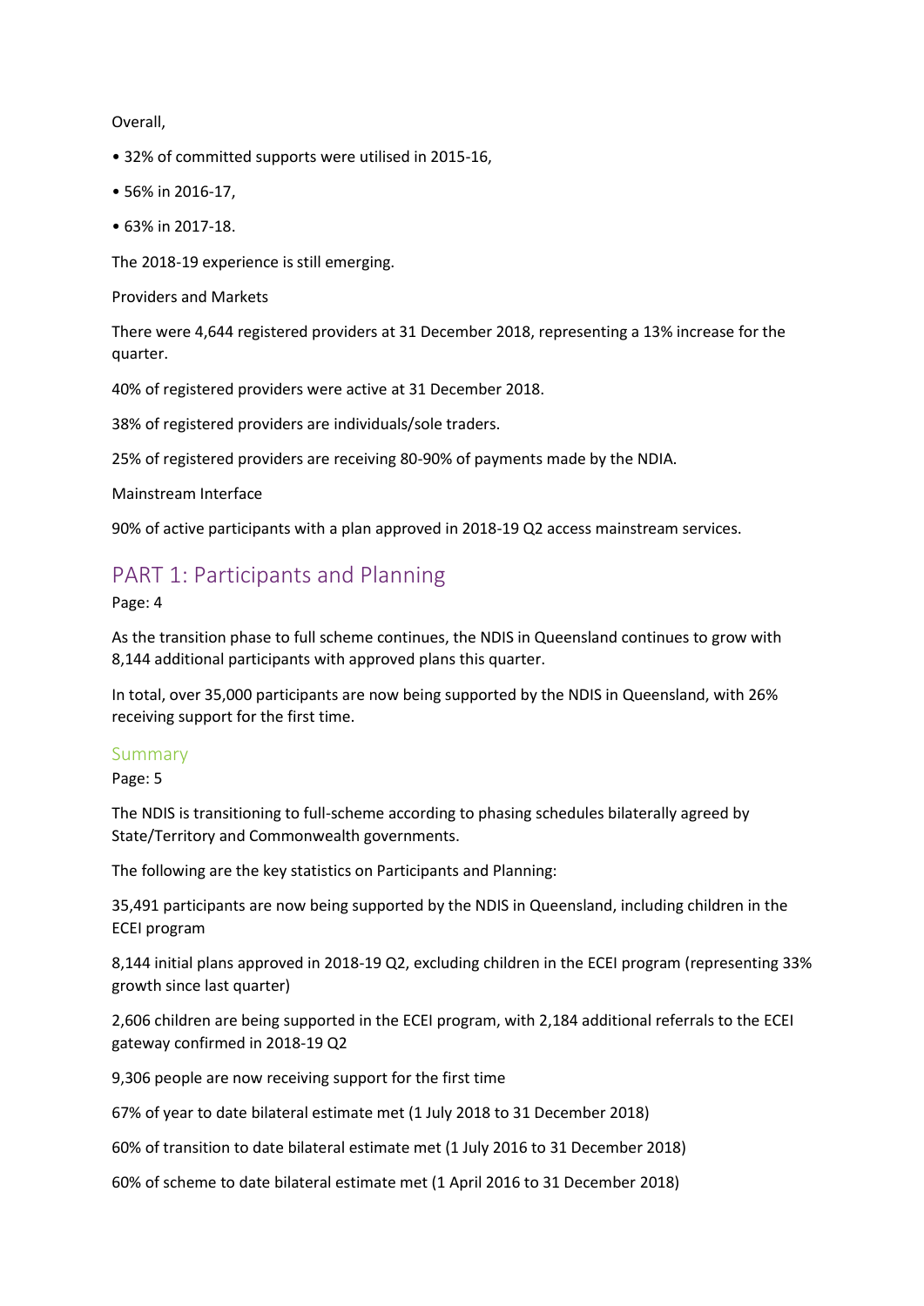Overall,

- 32% of committed supports were utilised in 2015-16,
- 56% in 2016-17,
- 63% in 2017-18.

The 2018-19 experience is still emerging.

Providers and Markets

There were 4,644 registered providers at 31 December 2018, representing a 13% increase for the quarter.

40% of registered providers were active at 31 December 2018.

38% of registered providers are individuals/sole traders.

25% of registered providers are receiving 80-90% of payments made by the NDIA.

Mainstream Interface

90% of active participants with a plan approved in 2018-19 Q2 access mainstream services.

## PART 1: Participants and Planning

Page: 4

As the transition phase to full scheme continues, the NDIS in Queensland continues to grow with 8,144 additional participants with approved plans this quarter.

In total, over 35,000 participants are now being supported by the NDIS in Queensland, with 26% receiving support for the first time.

### Summary

Page: 5

The NDIS is transitioning to full-scheme according to phasing schedules bilaterally agreed by State/Territory and Commonwealth governments.

The following are the key statistics on Participants and Planning:

35,491 participants are now being supported by the NDIS in Queensland, including children in the ECEI program

8,144 initial plans approved in 2018-19 Q2, excluding children in the ECEI program (representing 33% growth since last quarter)

2,606 children are being supported in the ECEI program, with 2,184 additional referrals to the ECEI gateway confirmed in 2018-19 Q2

9,306 people are now receiving support for the first time

67% of year to date bilateral estimate met (1 July 2018 to 31 December 2018)

60% of transition to date bilateral estimate met (1 July 2016 to 31 December 2018)

60% of scheme to date bilateral estimate met (1 April 2016 to 31 December 2018)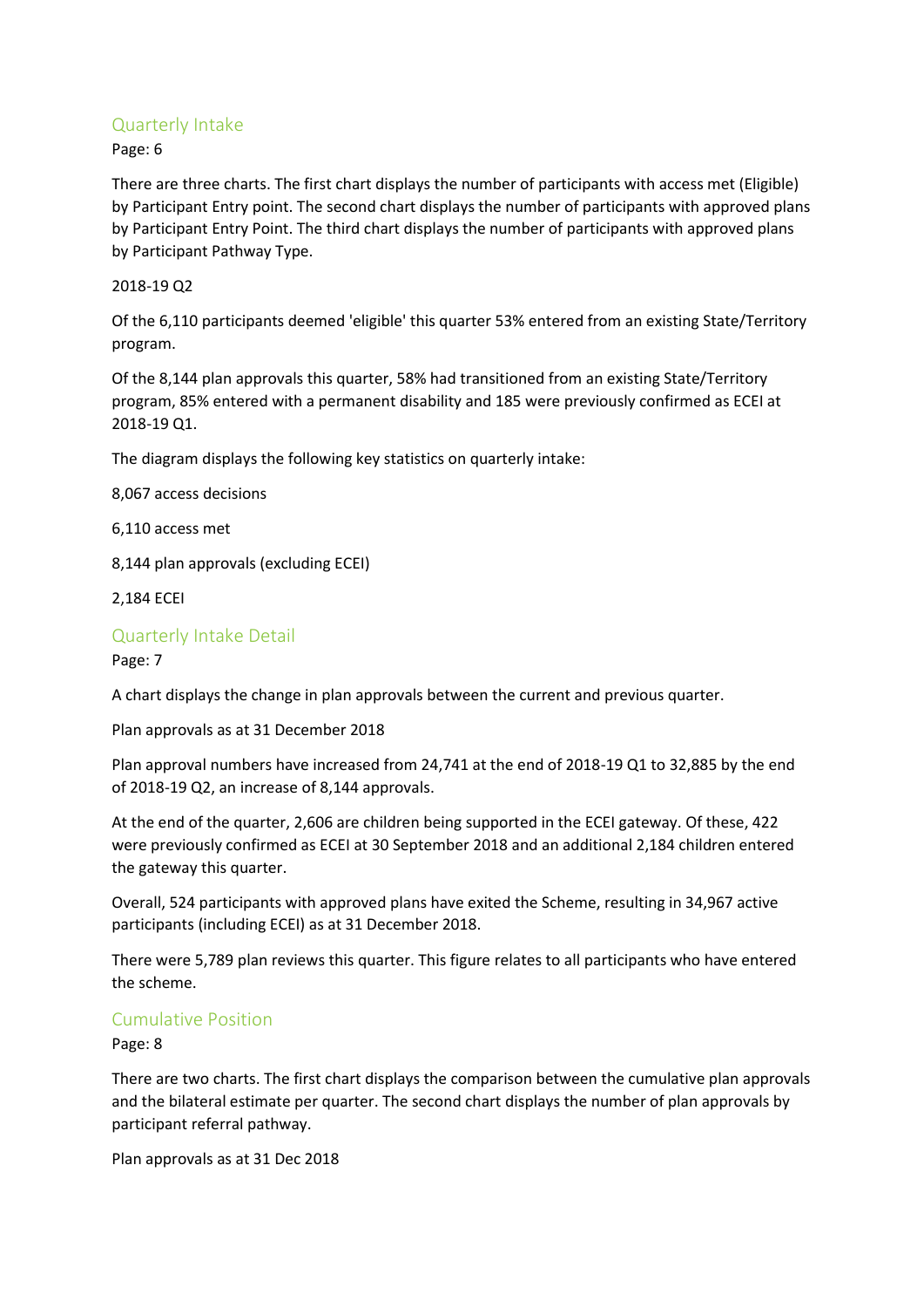## Quarterly Intake

Page: 6

There are three charts. The first chart displays the number of participants with access met (Eligible) by Participant Entry point. The second chart displays the number of participants with approved plans by Participant Entry Point. The third chart displays the number of participants with approved plans by Participant Pathway Type.

2018-19 Q2

Of the 6,110 participants deemed 'eligible' this quarter 53% entered from an existing State/Territory program.

Of the 8,144 plan approvals this quarter, 58% had transitioned from an existing State/Territory program, 85% entered with a permanent disability and 185 were previously confirmed as ECEI at 2018-19 Q1.

The diagram displays the following key statistics on quarterly intake:

8,067 access decisions

6,110 access met

8,144 plan approvals (excluding ECEI)

2,184 ECEI

## Quarterly Intake Detail

Page: 7

A chart displays the change in plan approvals between the current and previous quarter.

Plan approvals as at 31 December 2018

Plan approval numbers have increased from 24,741 at the end of 2018-19 Q1 to 32,885 by the end of 2018-19 Q2, an increase of 8,144 approvals.

At the end of the quarter, 2,606 are children being supported in the ECEI gateway. Of these, 422 were previously confirmed as ECEI at 30 September 2018 and an additional 2,184 children entered the gateway this quarter.

Overall, 524 participants with approved plans have exited the Scheme, resulting in 34,967 active participants (including ECEI) as at 31 December 2018.

There were 5,789 plan reviews this quarter. This figure relates to all participants who have entered the scheme.

## Cumulative Position

Page: 8

There are two charts. The first chart displays the comparison between the cumulative plan approvals and the bilateral estimate per quarter. The second chart displays the number of plan approvals by participant referral pathway.

Plan approvals as at 31 Dec 2018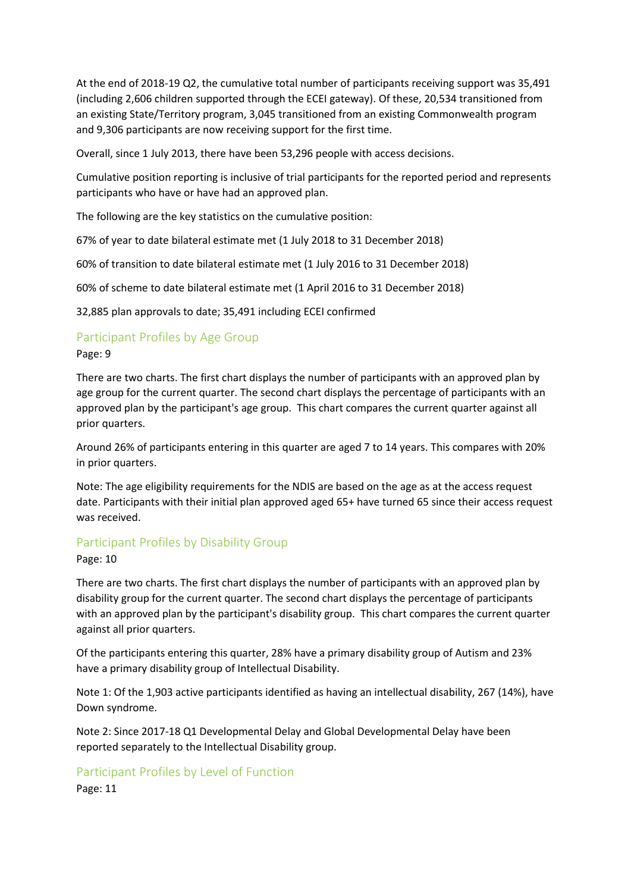At the end of 2018-19 Q2, the cumulative total number of participants receiving support was 35,491 (including 2,606 children supported through the ECEI gateway). Of these, 20,534 transitioned from an existing State/Territory program, 3,045 transitioned from an existing Commonwealth program and 9,306 participants are now receiving support for the first time.

Overall, since 1 July 2013, there have been 53,296 people with access decisions.

Cumulative position reporting is inclusive of trial participants for the reported period and represents participants who have or have had an approved plan.

The following are the key statistics on the cumulative position:

67% of year to date bilateral estimate met (1 July 2018 to 31 December 2018)

60% of transition to date bilateral estimate met (1 July 2016 to 31 December 2018)

60% of scheme to date bilateral estimate met (1 April 2016 to 31 December 2018)

32,885 plan approvals to date; 35,491 including ECEI confirmed

## Participant Profiles by Age Group

Page: 9

There are two charts. The first chart displays the number of participants with an approved plan by age group for the current quarter. The second chart displays the percentage of participants with an approved plan by the participant's age group. This chart compares the current quarter against all prior quarters.

Around 26% of participants entering in this quarter are aged 7 to 14 years. This compares with 20% in prior quarters.

Note: The age eligibility requirements for the NDIS are based on the age as at the access request date. Participants with their initial plan approved aged 65+ have turned 65 since their access request was received.

## Participant Profiles by Disability Group

Page: 10

There are two charts. The first chart displays the number of participants with an approved plan by disability group for the current quarter. The second chart displays the percentage of participants with an approved plan by the participant's disability group. This chart compares the current quarter against all prior quarters.

Of the participants entering this quarter, 28% have a primary disability group of Autism and 23% have a primary disability group of Intellectual Disability.

Note 1: Of the 1,903 active participants identified as having an intellectual disability, 267 (14%), have Down syndrome.

Note 2: Since 2017-18 Q1 Developmental Delay and Global Developmental Delay have been reported separately to the Intellectual Disability group.

## Participant Profiles by Level of Function

Page: 11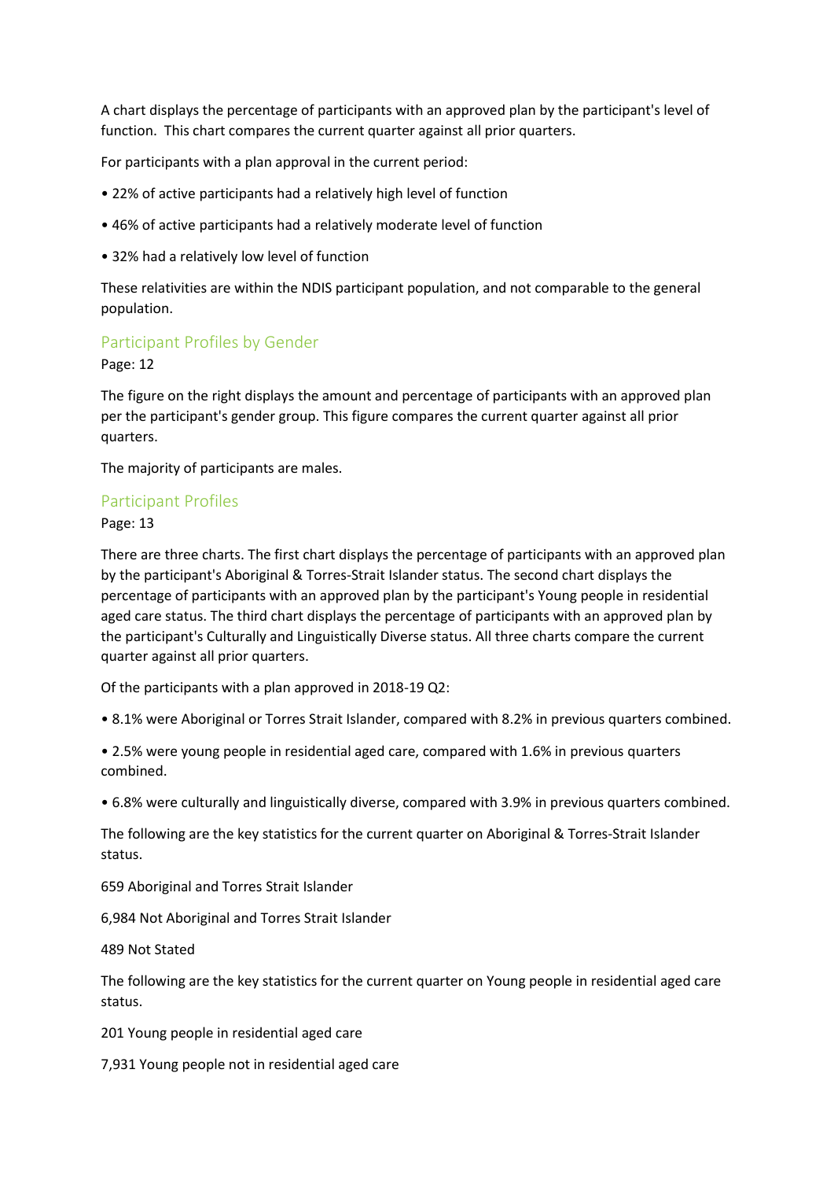A chart displays the percentage of participants with an approved plan by the participant's level of function. This chart compares the current quarter against all prior quarters.

For participants with a plan approval in the current period:

- 22% of active participants had a relatively high level of function
- 46% of active participants had a relatively moderate level of function
- 32% had a relatively low level of function

These relativities are within the NDIS participant population, and not comparable to the general population.

## Participant Profiles by Gender

Page: 12

The figure on the right displays the amount and percentage of participants with an approved plan per the participant's gender group. This figure compares the current quarter against all prior quarters.

The majority of participants are males.

## Participant Profiles

Page: 13

There are three charts. The first chart displays the percentage of participants with an approved plan by the participant's Aboriginal & Torres-Strait Islander status. The second chart displays the percentage of participants with an approved plan by the participant's Young people in residential aged care status. The third chart displays the percentage of participants with an approved plan by the participant's Culturally and Linguistically Diverse status. All three charts compare the current quarter against all prior quarters.

Of the participants with a plan approved in 2018-19 Q2:

- 8.1% were Aboriginal or Torres Strait Islander, compared with 8.2% in previous quarters combined.
- 2.5% were young people in residential aged care, compared with 1.6% in previous quarters combined.
- 6.8% were culturally and linguistically diverse, compared with 3.9% in previous quarters combined.

The following are the key statistics for the current quarter on Aboriginal & Torres-Strait Islander status.

659 Aboriginal and Torres Strait Islander

6,984 Not Aboriginal and Torres Strait Islander

489 Not Stated

The following are the key statistics for the current quarter on Young people in residential aged care status.

201 Young people in residential aged care

7,931 Young people not in residential aged care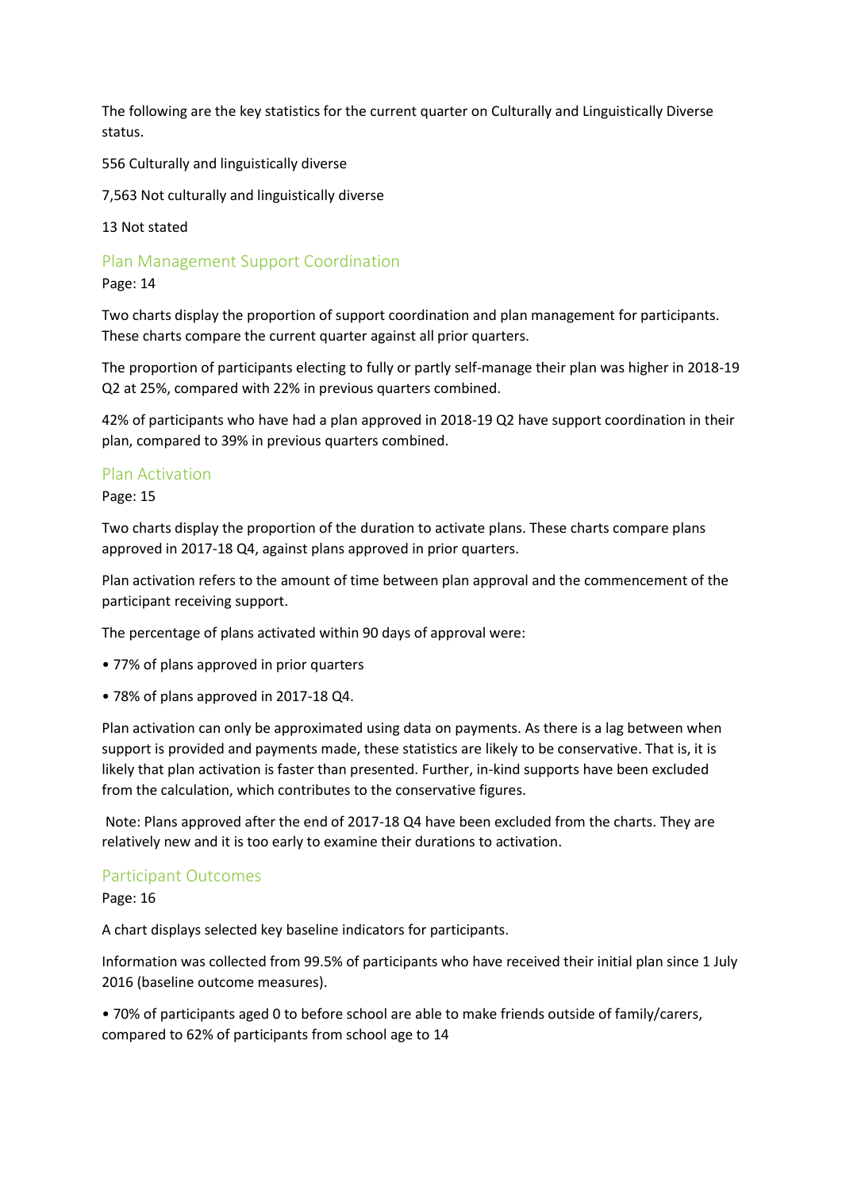The following are the key statistics for the current quarter on Culturally and Linguistically Diverse status.

556 Culturally and linguistically diverse

7,563 Not culturally and linguistically diverse

13 Not stated

## Plan Management Support Coordination

Page: 14

Two charts display the proportion of support coordination and plan management for participants. These charts compare the current quarter against all prior quarters.

The proportion of participants electing to fully or partly self-manage their plan was higher in 2018-19 Q2 at 25%, compared with 22% in previous quarters combined.

42% of participants who have had a plan approved in 2018-19 Q2 have support coordination in their plan, compared to 39% in previous quarters combined.

## Plan Activation

Page: 15

Two charts display the proportion of the duration to activate plans. These charts compare plans approved in 2017-18 Q4, against plans approved in prior quarters.

Plan activation refers to the amount of time between plan approval and the commencement of the participant receiving support.

The percentage of plans activated within 90 days of approval were:

- 77% of plans approved in prior quarters
- 78% of plans approved in 2017-18 Q4.

Plan activation can only be approximated using data on payments. As there is a lag between when support is provided and payments made, these statistics are likely to be conservative. That is, it is likely that plan activation is faster than presented. Further, in-kind supports have been excluded from the calculation, which contributes to the conservative figures.

Note: Plans approved after the end of 2017-18 Q4 have been excluded from the charts. They are relatively new and it is too early to examine their durations to activation.

## Participant Outcomes

Page: 16

A chart displays selected key baseline indicators for participants.

Information was collected from 99.5% of participants who have received their initial plan since 1 July 2016 (baseline outcome measures).

- 70% of participants aged 0 to before school are able to make friends outside of family/carers, compared to 62% of participants from school age to 14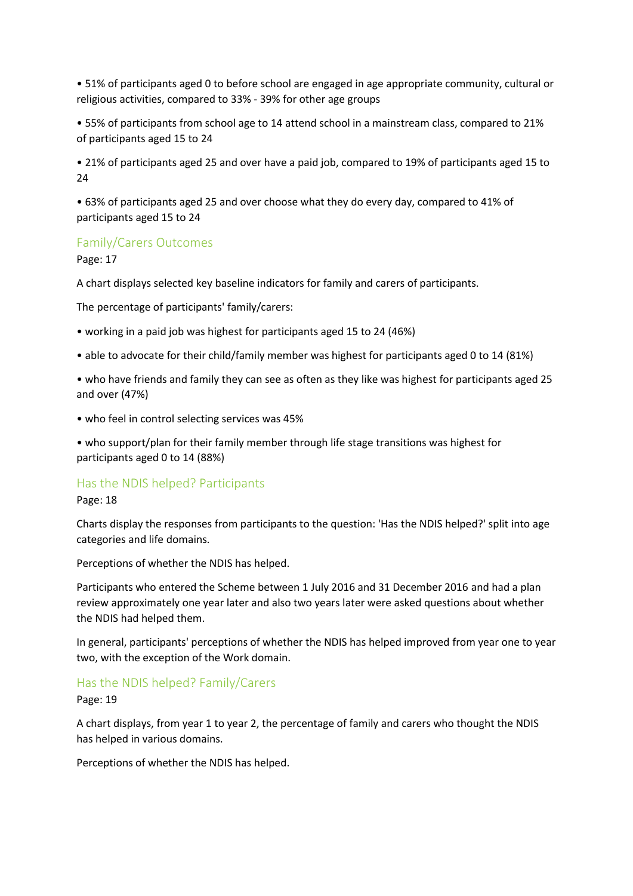- 51% of participants aged 0 to before school are engaged in age appropriate community, cultural or religious activities, compared to 33% - 39% for other age groups
- 55% of participants from school age to 14 attend school in a mainstream class, compared to 21% of participants aged 15 to 24
- 21% of participants aged 25 and over have a paid job, compared to 19% of participants aged 15 to 24
- 63% of participants aged 25 and over choose what they do every day, compared to 41% of participants aged 15 to 24

## Family/Carers Outcomes

Page: 17

A chart displays selected key baseline indicators for family and carers of participants.

The percentage of participants' family/carers:

- working in a paid job was highest for participants aged 15 to 24 (46%)
- able to advocate for their child/family member was highest for participants aged 0 to 14 (81%)
- who have friends and family they can see as often as they like was highest for participants aged 25 and over (47%)
- who feel in control selecting services was 45%
- who support/plan for their family member through life stage transitions was highest for participants aged 0 to 14 (88%)

## Has the NDIS helped? Participants

Page: 18

Charts display the responses from participants to the question: 'Has the NDIS helped?' split into age categories and life domains.

Perceptions of whether the NDIS has helped.

Participants who entered the Scheme between 1 July 2016 and 31 December 2016 and had a plan review approximately one year later and also two years later were asked questions about whether the NDIS had helped them.

In general, participants' perceptions of whether the NDIS has helped improved from year one to year two, with the exception of the Work domain.

## Has the NDIS helped? Family/Carers

Page: 19

A chart displays, from year 1 to year 2, the percentage of family and carers who thought the NDIS has helped in various domains.

Perceptions of whether the NDIS has helped.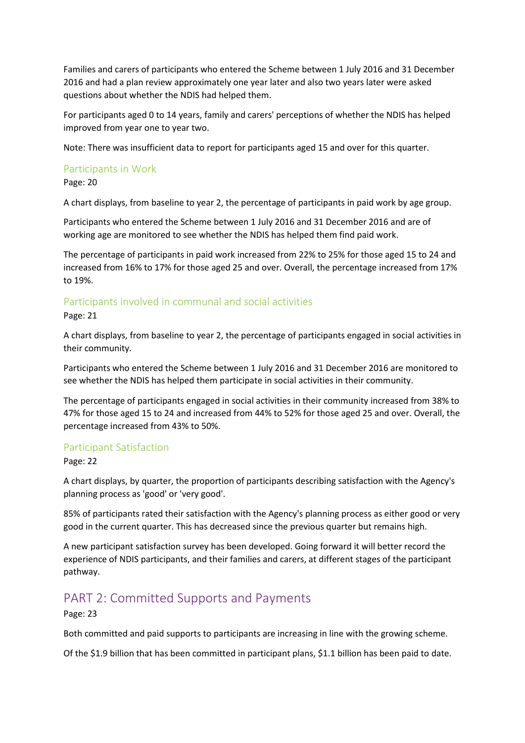Families and carers of participants who entered the Scheme between 1 July 2016 and 31 December 2016 and had a plan review approximately one year later and also two years later were asked questions about whether the NDIS had helped them.

For participants aged 0 to 14 years, family and carers' perceptions of whether the NDIS has helped improved from year one to year two.

Note: There was insufficient data to report for participants aged 15 and over for this quarter.

### Participants in Work

Page: 20

A chart displays, from baseline to year 2, the percentage of participants in paid work by age group.

Participants who entered the Scheme between 1 July 2016 and 31 December 2016 and are of working age are monitored to see whether the NDIS has helped them find paid work.

The percentage of participants in paid work increased from 22% to 25% for those aged 15 to 24 and increased from 16% to 17% for those aged 25 and over. Overall, the percentage increased from 17% to 19%.

### Participants involved in communal and social activities

Page: 21

A chart displays, from baseline to year 2, the percentage of participants engaged in social activities in their community.

Participants who entered the Scheme between 1 July 2016 and 31 December 2016 are monitored to see whether the NDIS has helped them participate in social activities in their community.

The percentage of participants engaged in social activities in their community increased from 38% to 47% for those aged 15 to 24 and increased from 44% to 52% for those aged 25 and over. Overall, the percentage increased from 43% to 50%.

### Participant Satisfaction

Page: 22

A chart displays, by quarter, the proportion of participants describing satisfaction with the Agency's planning process as 'good' or 'very good'.

85% of participants rated their satisfaction with the Agency's planning process as either good or very good in the current quarter. This has decreased since the previous quarter but remains high.

A new participant satisfaction survey has been developed. Going forward it will better record the experience of NDIS participants, and their families and carers, at different stages of the participant pathway.

## PART 2: Committed Supports and Payments

Page: 23

Both committed and paid supports to participants are increasing in line with the growing scheme.

Of the $1.9 billion that has been committed in participant plans, $1.1 billion has been paid to date.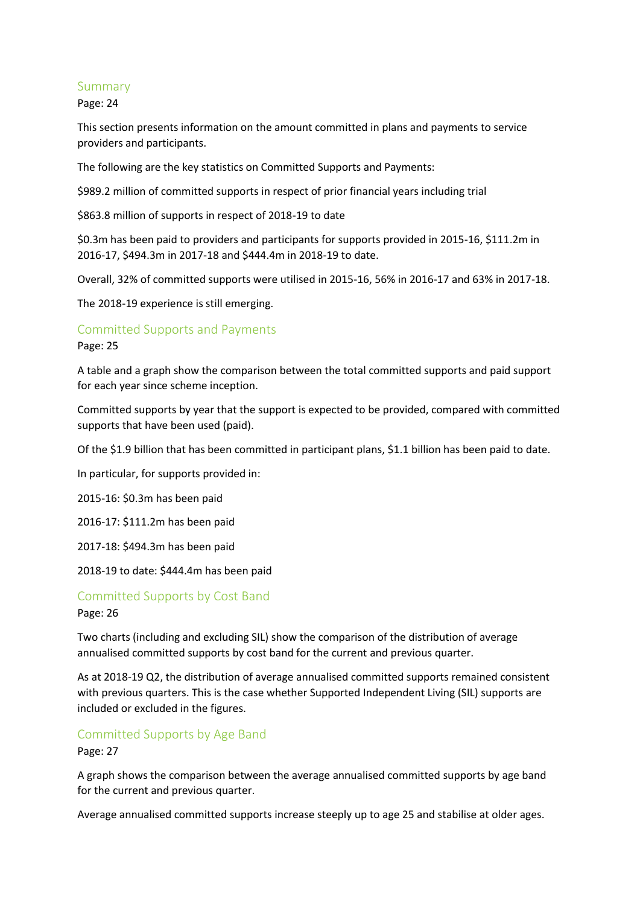## Summary

Page: 24

This section presents information on the amount committed in plans and payments to service providers and participants.

The following are the key statistics on Committed Supports and Payments:

$989.2 million of committed supports in respect of prior financial years including trial

$863.8 million of supports in respect of 2018-19 to date

$0.3m has been paid to providers and participants for supports provided in 2015-16, $111.2m in 2016-17, $494.3m in 2017-18 and $444.4m in 2018-19 to date.

Overall, 32% of committed supports were utilised in 2015-16, 56% in 2016-17 and 63% in 2017-18.

The 2018-19 experience is still emerging.

## Committed Supports and Payments

Page: 25

A table and a graph show the comparison between the total committed supports and paid support for each year since scheme inception.

Committed supports by year that the support is expected to be provided, compared with committed supports that have been used (paid).

Of the $1.9 billion that has been committed in participant plans, $1.1 billion has been paid to date.

In particular, for supports provided in:

2015-16: $0.3m has been paid

2016-17: $111.2m has been paid

2017-18: $494.3m has been paid

2018-19 to date: $444.4m has been paid

## Committed Supports by Cost Band

Page: 26

Two charts (including and excluding SIL) show the comparison of the distribution of average annualised committed supports by cost band for the current and previous quarter.

As at 2018-19 Q2, the distribution of average annualised committed supports remained consistent with previous quarters. This is the case whether Supported Independent Living (SIL) supports are included or excluded in the figures.

## Committed Supports by Age Band

Page: 27

A graph shows the comparison between the average annualised committed supports by age band for the current and previous quarter.

Average annualised committed supports increase steeply up to age 25 and stabilise at older ages.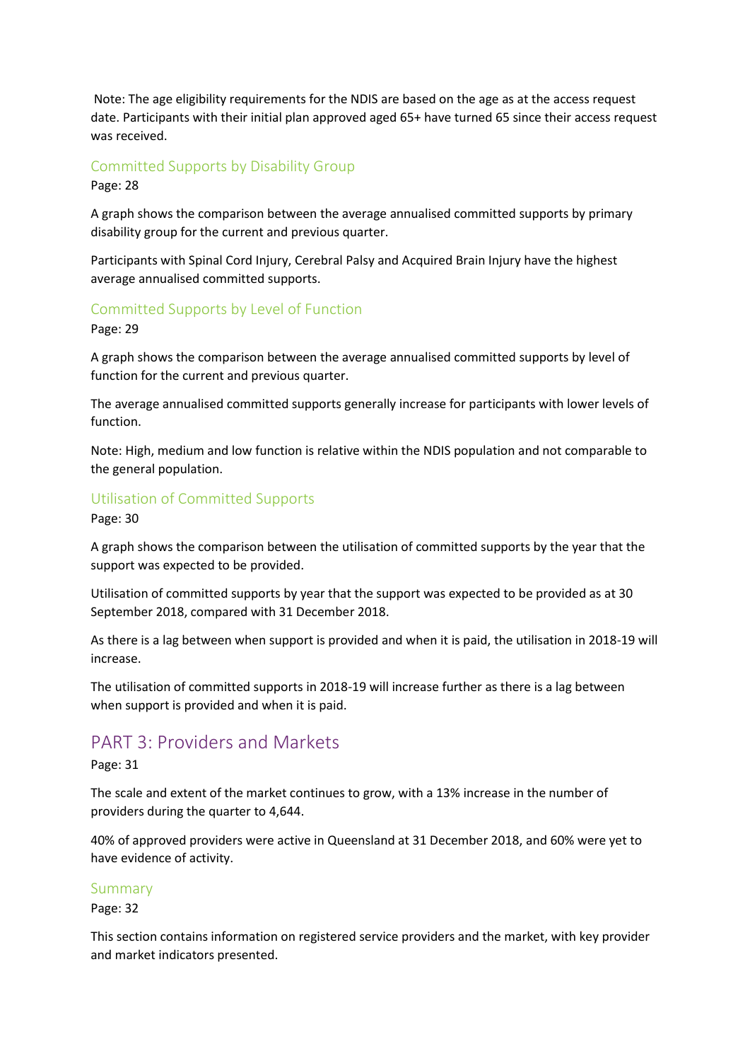Note: The age eligibility requirements for the NDIS are based on the age as at the access request date. Participants with their initial plan approved aged 65+ have turned 65 since their access request was received.

### Committed Supports by Disability Group

Page: 28

A graph shows the comparison between the average annualised committed supports by primary disability group for the current and previous quarter.

Participants with Spinal Cord Injury, Cerebral Palsy and Acquired Brain Injury have the highest average annualised committed supports.

### Committed Supports by Level of Function

Page: 29

A graph shows the comparison between the average annualised committed supports by level of function for the current and previous quarter.

The average annualised committed supports generally increase for participants with lower levels of function.

Note: High, medium and low function is relative within the NDIS population and not comparable to the general population.

### Utilisation of Committed Supports

Page: 30

A graph shows the comparison between the utilisation of committed supports by the year that the support was expected to be provided.

Utilisation of committed supports by year that the support was expected to be provided as at 30 September 2018, compared with 31 December 2018.

As there is a lag between when support is provided and when it is paid, the utilisation in 2018-19 will increase.

The utilisation of committed supports in 2018-19 will increase further as there is a lag between when support is provided and when it is paid.

## PART 3: Providers and Markets

Page: 31

The scale and extent of the market continues to grow, with a 13% increase in the number of providers during the quarter to 4,644.

40% of approved providers were active in Queensland at 31 December 2018, and 60% were yet to have evidence of activity.

### Summary

Page: 32

This section contains information on registered service providers and the market, with key provider and market indicators presented.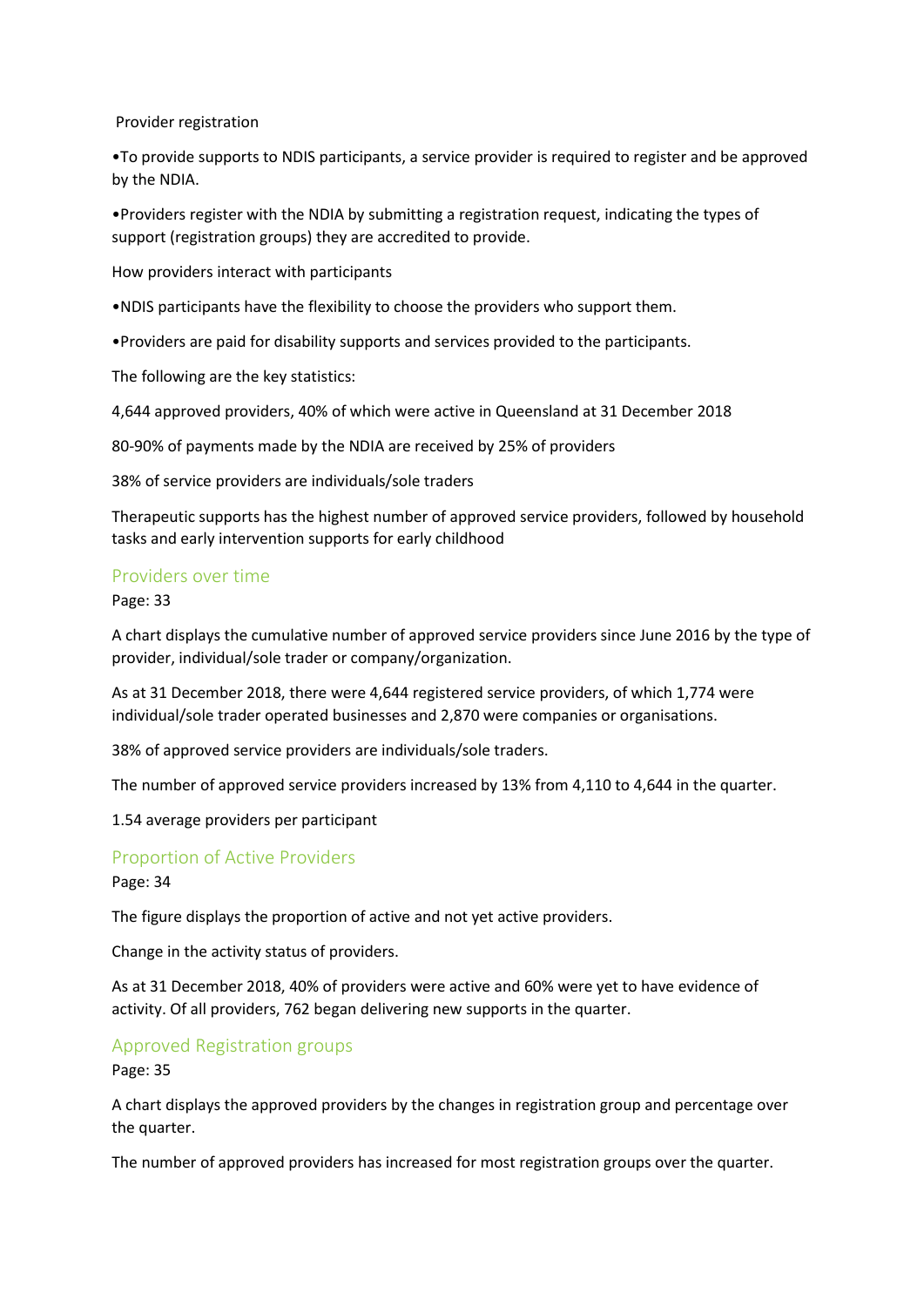Provider registration

•To provide supports to NDIS participants, a service provider is required to register and be approved by the NDIA.

•Providers register with the NDIA by submitting a registration request, indicating the types of support (registration groups) they are accredited to provide.

How providers interact with participants

•NDIS participants have the flexibility to choose the providers who support them.

•Providers are paid for disability supports and services provided to the participants.

The following are the key statistics:

4,644 approved providers, 40% of which were active in Queensland at 31 December 2018

80-90% of payments made by the NDIA are received by 25% of providers

38% of service providers are individuals/sole traders

Therapeutic supports has the highest number of approved service providers, followed by household tasks and early intervention supports for early childhood

## Providers over time

Page: 33

A chart displays the cumulative number of approved service providers since June 2016 by the type of provider, individual/sole trader or company/organization.

As at 31 December 2018, there were 4,644 registered service providers, of which 1,774 were individual/sole trader operated businesses and 2,870 were companies or organisations.

38% of approved service providers are individuals/sole traders.

The number of approved service providers increased by 13% from 4,110 to 4,644 in the quarter.

1.54 average providers per participant

## Proportion of Active Providers

Page: 34

The figure displays the proportion of active and not yet active providers.

Change in the activity status of providers.

As at 31 December 2018, 40% of providers were active and 60% were yet to have evidence of activity. Of all providers, 762 began delivering new supports in the quarter.

## Approved Registration groups

Page: 35

A chart displays the approved providers by the changes in registration group and percentage over the quarter.

The number of approved providers has increased for most registration groups over the quarter.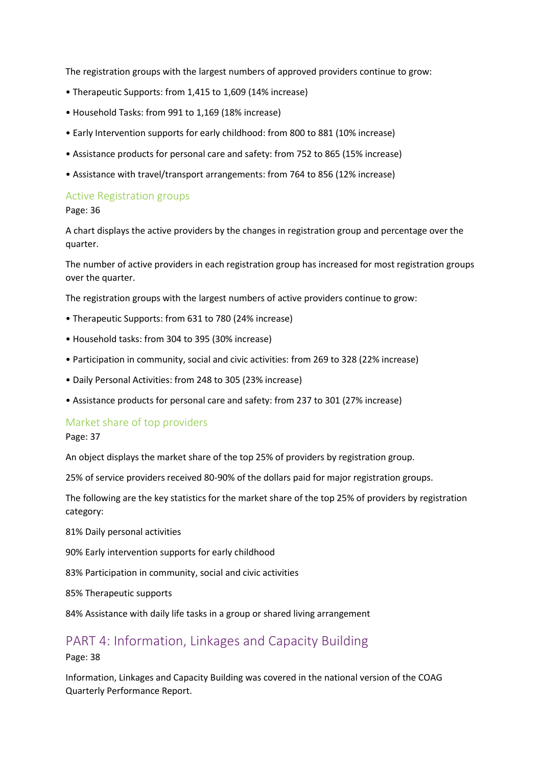The registration groups with the largest numbers of approved providers continue to grow:

- Therapeutic Supports: from 1,415 to 1,609 (14% increase)
- Household Tasks: from 991 to 1,169 (18% increase)
- Early Intervention supports for early childhood: from 800 to 881 (10% increase)
- Assistance products for personal care and safety: from 752 to 865 (15% increase)
- Assistance with travel/transport arrangements: from 764 to 856 (12% increase)

### Active Registration groups

Page: 36

A chart displays the active providers by the changes in registration group and percentage over the quarter.

The number of active providers in each registration group has increased for most registration groups over the quarter.

The registration groups with the largest numbers of active providers continue to grow:

- Therapeutic Supports: from 631 to 780 (24% increase)
- Household tasks: from 304 to 395 (30% increase)
- Participation in community, social and civic activities: from 269 to 328 (22% increase)
- Daily Personal Activities: from 248 to 305 (23% increase)
- Assistance products for personal care and safety: from 237 to 301 (27% increase)

### Market share of top providers

Page: 37

An object displays the market share of the top 25% of providers by registration group.

25% of service providers received 80-90% of the dollars paid for major registration groups.

The following are the key statistics for the market share of the top 25% of providers by registration category:

81% Daily personal activities

90% Early intervention supports for early childhood

83% Participation in community, social and civic activities

85% Therapeutic supports

84% Assistance with daily life tasks in a group or shared living arrangement

## PART 4: Information, Linkages and Capacity Building

Page: 38

Information, Linkages and Capacity Building was covered in the national version of the COAG Quarterly Performance Report.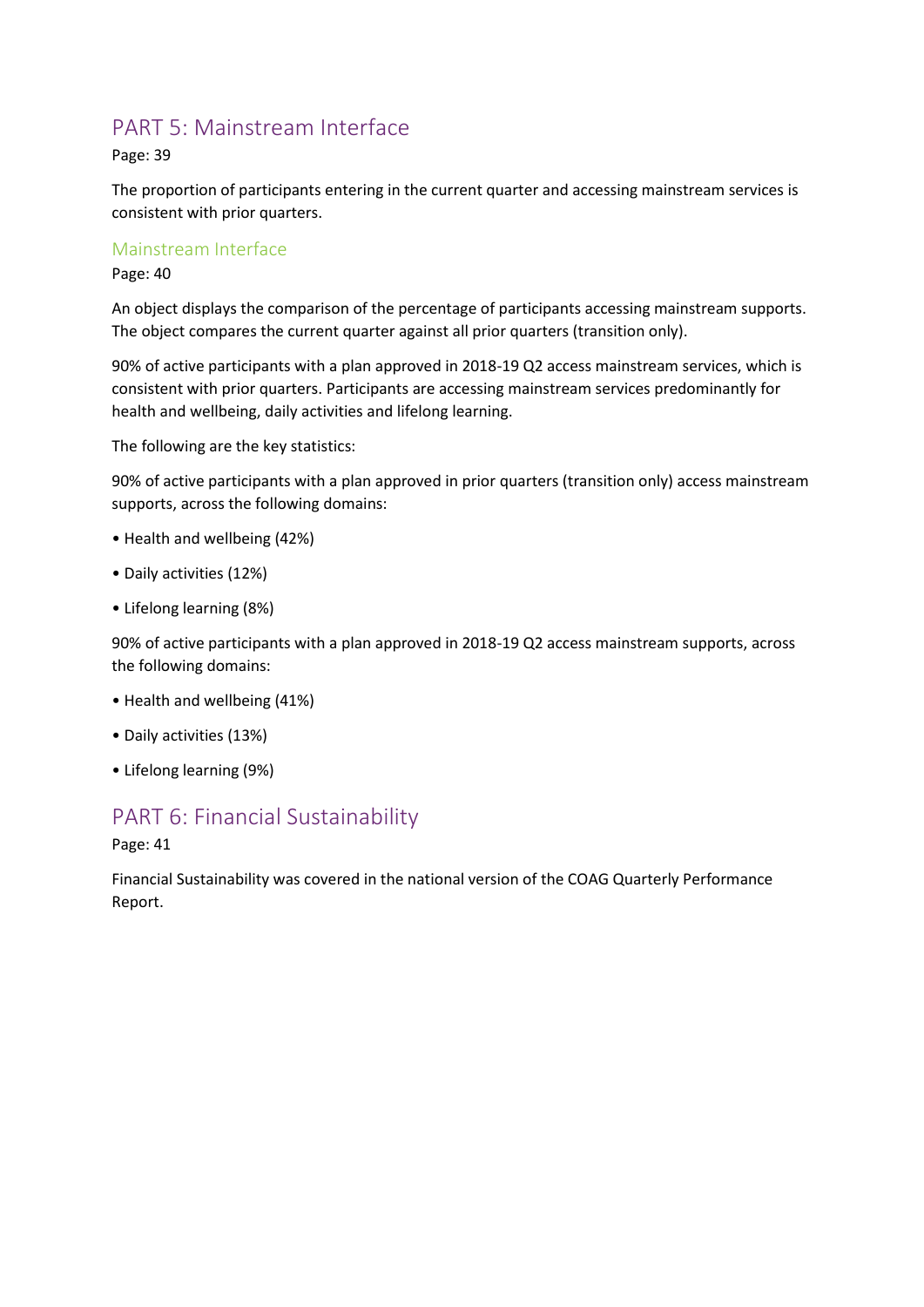# PART 5: Mainstream Interface

Page: 39

The proportion of participants entering in the current quarter and accessing mainstream services is consistent with prior quarters.

## Mainstream Interface

Page: 40

An object displays the comparison of the percentage of participants accessing mainstream supports. The object compares the current quarter against all prior quarters (transition only).

90% of active participants with a plan approved in 2018-19 Q2 access mainstream services, which is consistent with prior quarters. Participants are accessing mainstream services predominantly for health and wellbeing, daily activities and lifelong learning.

The following are the key statistics:

90% of active participants with a plan approved in prior quarters (transition only) access mainstream supports, across the following domains:

- Health and wellbeing (42%)
- Daily activities (12%)
- Lifelong learning (8%)

90% of active participants with a plan approved in 2018-19 Q2 access mainstream supports, across the following domains:

- Health and wellbeing (41%)
- Daily activities (13%)
- Lifelong learning (9%)

# PART 6: Financial Sustainability

Page: 41

Financial Sustainability was covered in the national version of the COAG Quarterly Performance Report.